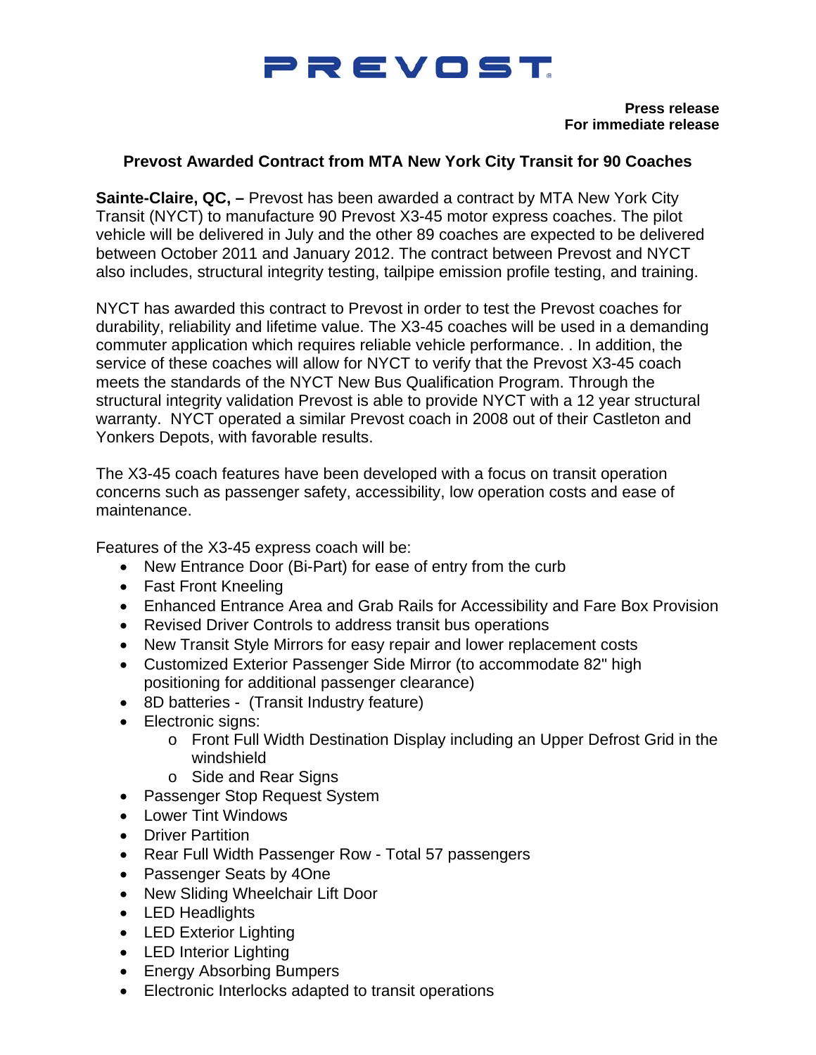**PREVOST**

**Press release**
**For immediate release**

**Prevost Awarded Contract from MTA New York City Transit for 90 Coaches**

**Sainte-Claire, QC, –** Prevost has been awarded a contract by MTA New York City Transit (NYCT) to manufacture 90 Prevost X3-45 motor express coaches. The pilot vehicle will be delivered in July and the other 89 coaches are expected to be delivered between October 2011 and January 2012. The contract between Prevost and NYCT also includes, structural integrity testing, tailpipe emission profile testing, and training.

NYCT has awarded this contract to Prevost in order to test the Prevost coaches for durability, reliability and lifetime value. The X3-45 coaches will be used in a demanding commuter application which requires reliable vehicle performance. . In addition, the service of these coaches will allow for NYCT to verify that the Prevost X3-45 coach meets the standards of the NYCT New Bus Qualification Program. Through the structural integrity validation Prevost is able to provide NYCT with a 12 year structural warranty. NYCT operated a similar Prevost coach in 2008 out of their Castleton and Yonkers Depots, with favorable results.

The X3-45 coach features have been developed with a focus on transit operation concerns such as passenger safety, accessibility, low operation costs and ease of maintenance.

Features of the X3-45 express coach will be:

- New Entrance Door (Bi-Part) for ease of entry from the curb
- Fast Front Kneeling
- Enhanced Entrance Area and Grab Rails for Accessibility and Fare Box Provision
- Revised Driver Controls to address transit bus operations
- New Transit Style Mirrors for easy repair and lower replacement costs
- Customized Exterior Passenger Side Mirror (to accommodate 82" high positioning for additional passenger clearance)
- 8D batteries - (Transit Industry feature)
- Electronic signs:
  - Front Full Width Destination Display including an Upper Defrost Grid in the windshield
  - Side and Rear Signs
- Passenger Stop Request System
- Lower Tint Windows
- Driver Partition
- Rear Full Width Passenger Row - Total 57 passengers
- Passenger Seats by 4One
- New Sliding Wheelchair Lift Door
- LED Headlights
- LED Exterior Lighting
- LED Interior Lighting
- Energy Absorbing Bumpers
- Electronic Interlocks adapted to transit operations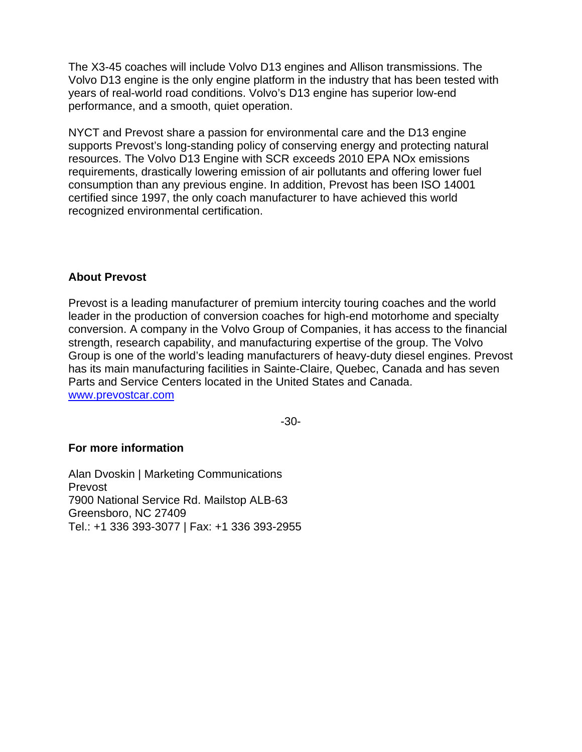The X3-45 coaches will include Volvo D13 engines and Allison transmissions. The Volvo D13 engine is the only engine platform in the industry that has been tested with years of real-world road conditions. Volvo's D13 engine has superior low-end performance, and a smooth, quiet operation.

NYCT and Prevost share a passion for environmental care and the D13 engine supports Prevost's long-standing policy of conserving energy and protecting natural resources. The Volvo D13 Engine with SCR exceeds 2010 EPA NOx emissions requirements, drastically lowering emission of air pollutants and offering lower fuel consumption than any previous engine. In addition, Prevost has been ISO 14001 certified since 1997, the only coach manufacturer to have achieved this world recognized environmental certification.

**About Prevost**

Prevost is a leading manufacturer of premium intercity touring coaches and the world leader in the production of conversion coaches for high-end motorhome and specialty conversion. A company in the Volvo Group of Companies, it has access to the financial strength, research capability, and manufacturing expertise of the group. The Volvo Group is one of the world's leading manufacturers of heavy-duty diesel engines. Prevost has its main manufacturing facilities in Sainte-Claire, Quebec, Canada and has seven Parts and Service Centers located in the United States and Canada.
[www.prevostcar.com](http://www.prevostcar.com)

-30-

**For more information**

Alan Dvoskin | Marketing Communications
Prevost
7900 National Service Rd. Mailstop ALB-63
Greensboro, NC 27409
Tel.: +1 336 393-3077 | Fax: +1 336 393-2955